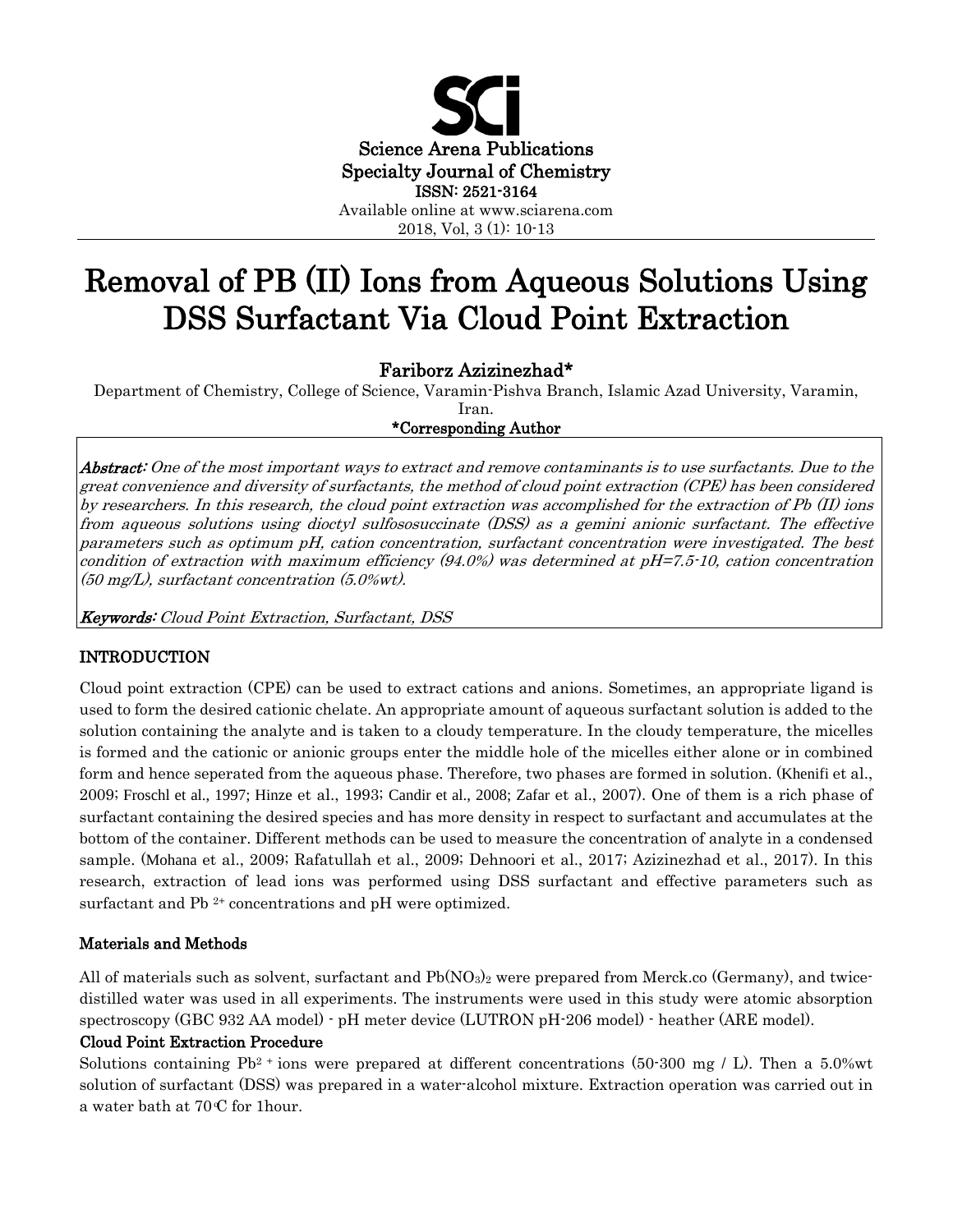Science Arena Publications
Specialty Journal of Chemistry
ISSN: 2521-3164
Available online at www.sciarena.com
2018, Vol, 3 (1): 10-13

# Removal of PB (II) Ions from Aqueous Solutions Using DSS Surfactant Via Cloud Point Extraction

**Fariborz Azizinezhad***

Department of Chemistry, College of Science, Varamin-Pishva Branch, Islamic Azad University, Varamin, Iran.

***Corresponding Author**

***Abstract:*** *One of the most important ways to extract and remove contaminants is to use surfactants. Due to the great convenience and diversity of surfactants, the method of cloud point extraction (CPE) has been considered by researchers. In this research, the cloud point extraction was accomplished for the extraction of Pb (II) ions from aqueous solutions using dioctyl sulfososuccinate (DSS) as a gemini anionic surfactant. The effective parameters such as optimum pH, cation concentration, surfactant concentration were investigated. The best condition of extraction with maximum efficiency (94.0%) was determined at pH=7.5-10, cation concentration (50 mg/L), surfactant concentration (5.0%wt).*

***Keywords:*** *Cloud Point Extraction, Surfactant, DSS*

## INTRODUCTION

Cloud point extraction (CPE) can be used to extract cations and anions. Sometimes, an appropriate ligand is used to form the desired cationic chelate. An appropriate amount of aqueous surfactant solution is added to the solution containing the analyte and is taken to a cloudy temperature. In the cloudy temperature, the micelles is formed and the cationic or anionic groups enter the middle hole of the micelles either alone or in combined form and hence seperated from the aqueous phase. Therefore, two phases are formed in solution. (Khenifi et al., 2009; Froschl et al., 1997; Hinze et al., 1993; Candir et al., 2008; Zafar et al., 2007). One of them is a rich phase of surfactant containing the desired species and has more density in respect to surfactant and accumulates at the bottom of the container. Different methods can be used to measure the concentration of analyte in a condensed sample. (Mohana et al., 2009; Rafatullah et al., 2009; Dehnoori et al., 2017; Azizinezhad et al., 2017). In this research, extraction of lead ions was performed using DSS surfactant and effective parameters such as surfactant and $Pb^{2+}$ concentrations and pH were optimized.

## Materials and Methods

All of materials such as solvent, surfactant and $Pb(NO_3)_2$ were prepared from Merck.co (Germany), and twice-distilled water was used in all experiments. The instruments were used in this study were atomic absorption spectroscopy (GBC 932 AA model) - pH meter device (LUTRON pH-206 model) - heather (ARE model).

### Cloud Point Extraction Procedure

Solutions containing $Pb^{2+}$ ions were prepared at different concentrations (50-300 mg / L). Then a 5.0%wt solution of surfactant (DSS) was prepared in a water-alcohol mixture. Extraction operation was carried out in a water bath at 70°C for 1hour.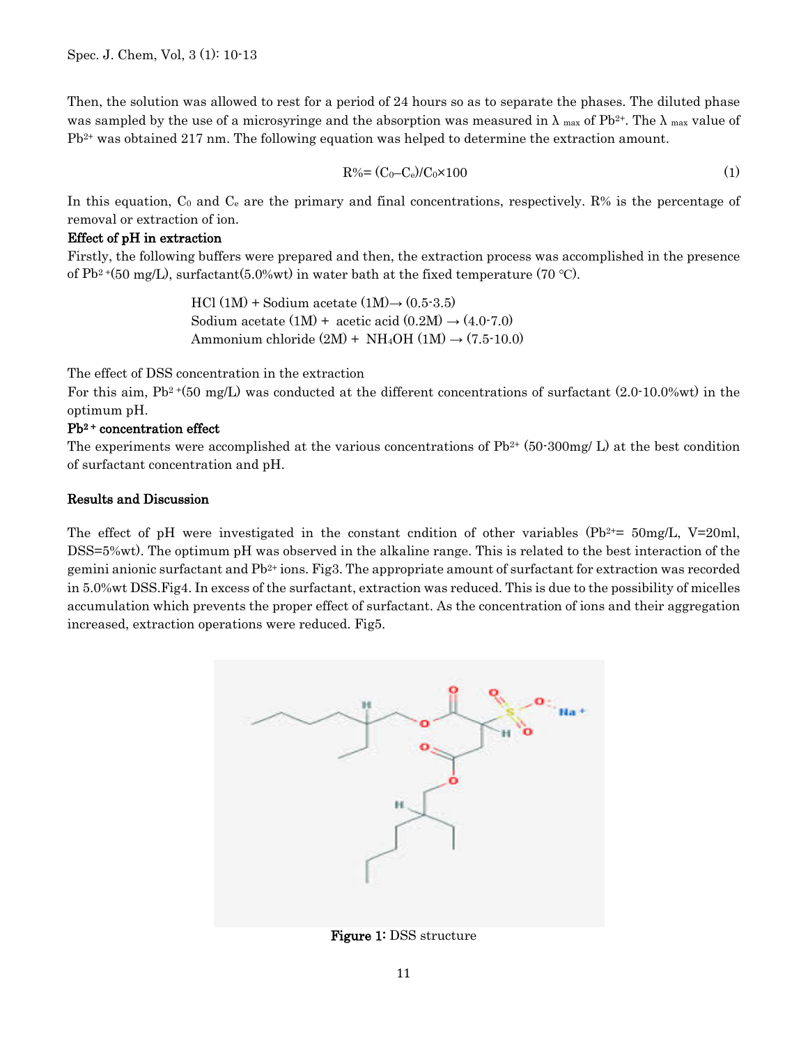Then, the solution was allowed to rest for a period of 24 hours so as to separate the phases. The diluted phase was sampled by the use of a microsyringe and the absorption was measured in $\lambda_{max}$ of $Pb^{2+}$. The $\lambda_{max}$ value of $Pb^{2+}$ was obtained 217 nm. The following equation was helped to determine the extraction amount.

$$R\% = (C_0 - C_e)/C_0 \times 100 \quad (1)$$

In this equation, $C_0$ and $C_e$ are the primary and final concentrations, respectively. R% is the percentage of removal or extraction of ion.

**Effect of pH in extraction**

Firstly, the following buffers were prepared and then, the extraction process was accomplished in the presence of $Pb^{2+}$(50 mg/L), surfactant(5.0%wt) in water bath at the fixed temperature (70 °C).

HCl (1M) + Sodium acetate (1M)→ (0.5-3.5)
Sodium acetate (1M) + acetic acid (0.2M) → (4.0-7.0)
Ammonium chloride (2M) + $NH_4OH$ (1M) → (7.5-10.0)

The effect of DSS concentration in the extraction

For this aim, $Pb^{2+}$(50 mg/L) was conducted at the different concentrations of surfactant (2.0-10.0%wt) in the optimum pH.

**$Pb^{2+}$ concentration effect**

The experiments were accomplished at the various concentrations of $Pb^{2+}$ (50-300mg/ L) at the best condition of surfactant concentration and pH.

**Results and Discussion**

The effect of pH were investigated in the constant cndition of other variables ($Pb^{2+}$= 50mg/L, V=20ml, DSS=5%wt). The optimum pH was observed in the alkaline range. This is related to the best interaction of the gemini anionic surfactant and $Pb^{2+}$ ions. Fig3. The appropriate amount of surfactant for extraction was recorded in 5.0%wt DSS.Fig4. In excess of the surfactant, extraction was reduced. This is due to the possibility of micelles accumulation which prevents the proper effect of surfactant. As the concentration of ions and their aggregation increased, extraction operations were reduced. Fig5.

**Figure 1:** DSS structure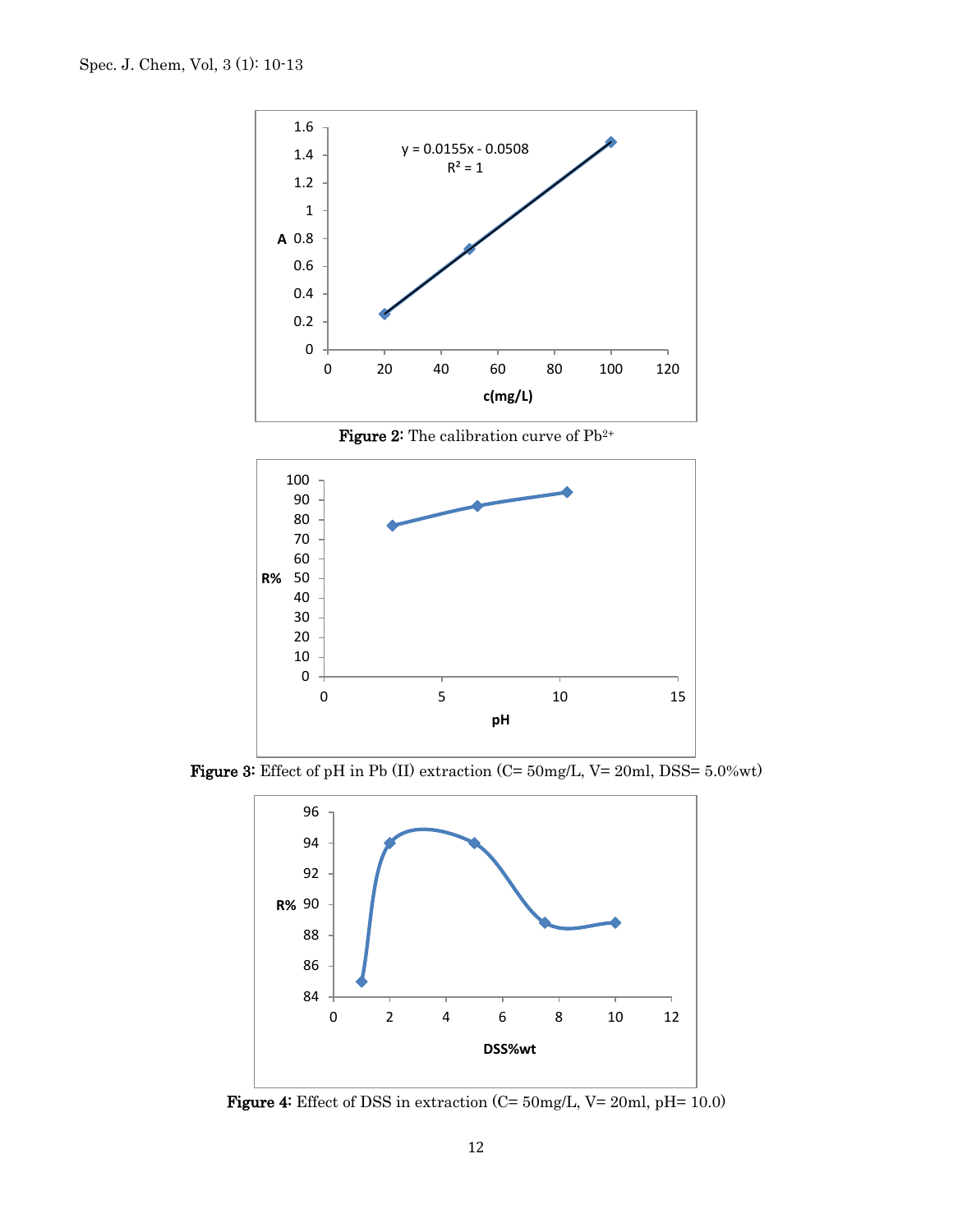Figure 2: The calibration curve of $Pb^{2+}$

Figure 3: Effect of pH in Pb (II) extraction (C= 50mg/L, V= 20ml, DSS= 5.0%wt)

Figure 4: Effect of DSS in extraction (C= 50mg/L, V= 20ml, pH= 10.0)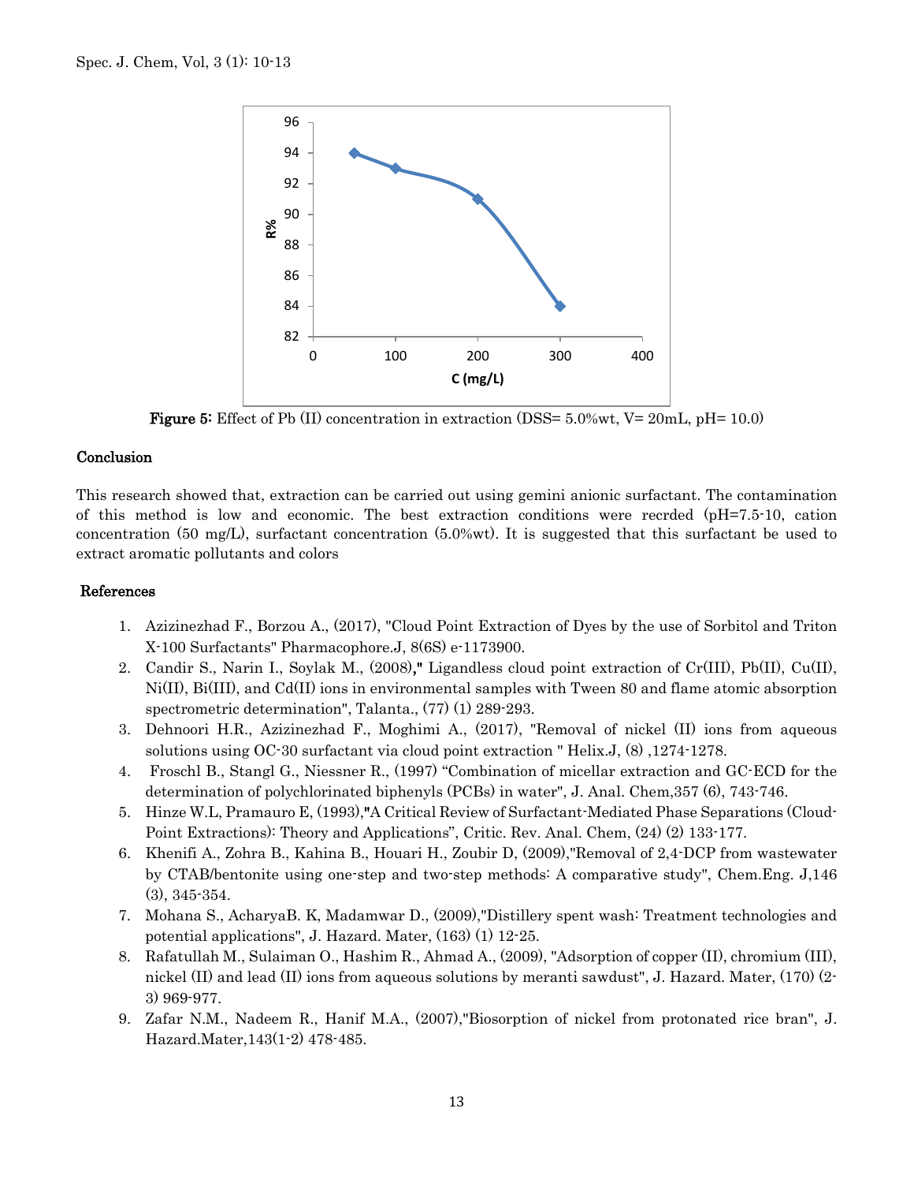96
94
92
90
88
86
84
82
R%
0
100
200
300
400
C (mg/L)

**Figure 5:** Effect of Pb (II) concentration in extraction (DSS= 5.0%wt, V= 20mL, pH= 10.0)

## Conclusion

This research showed that, extraction can be carried out using gemini anionic surfactant. The contamination of this method is low and economic. The best extraction conditions were recrded (pH=7.5-10, cation concentration (50 mg/L), surfactant concentration (5.0%wt). It is suggested that this surfactant be used to extract aromatic pollutants and colors

## References

1. Azizinezhad F., Borzou A., (2017), "Cloud Point Extraction of Dyes by the use of Sorbitol and Triton X-100 Surfactants" Pharmacophore.J, 8(6S) e-1173900.
2. Candir S., Narin I., Soylak M., (2008)," Ligandless cloud point extraction of Cr(III), Pb(II), Cu(II), Ni(II), Bi(III), and Cd(II) ions in environmental samples with Tween 80 and flame atomic absorption spectrometric determination", Talanta., (77) (1) 289-293.
3. Dehnoori H.R., Azizinezhad F., Moghimi A., (2017), "Removal of nickel (II) ions from aqueous solutions using OC-30 surfactant via cloud point extraction " Helix.J, (8) ,1274-1278.
4. Froschl B., Stangl G., Niessner R., (1997) "Combination of micellar extraction and GC-ECD for the determination of polychlorinated biphenyls (PCBs) in water", J. Anal. Chem,357 (6), 743-746.
5. Hinze W.L, Pramauro E, (1993),"A Critical Review of Surfactant-Mediated Phase Separations (Cloud-Point Extractions): Theory and Applications", Critic. Rev. Anal. Chem, (24) (2) 133-177.
6. Khenifi A., Zohra B., Kahina B., Houari H., Zoubir D, (2009),"Removal of 2,4-DCP from wastewater by CTAB/bentonite using one-step and two-step methods: A comparative study", Chem.Eng. J,146 (3), 345-354.
7. Mohana S., AcharyaB. K, Madamwar D., (2009),"Distillery spent wash: Treatment technologies and potential applications", J. Hazard. Mater, (163) (1) 12-25.
8. Rafatullah M., Sulaiman O., Hashim R., Ahmad A., (2009), "Adsorption of copper (II), chromium (III), nickel (II) and lead (II) ions from aqueous solutions by meranti sawdust", J. Hazard. Mater, (170) (2-3) 969-977.
9. Zafar N.M., Nadeem R., Hanif M.A., (2007),"Biosorption of nickel from protonated rice bran", J. Hazard.Mater,143(1-2) 478-485.